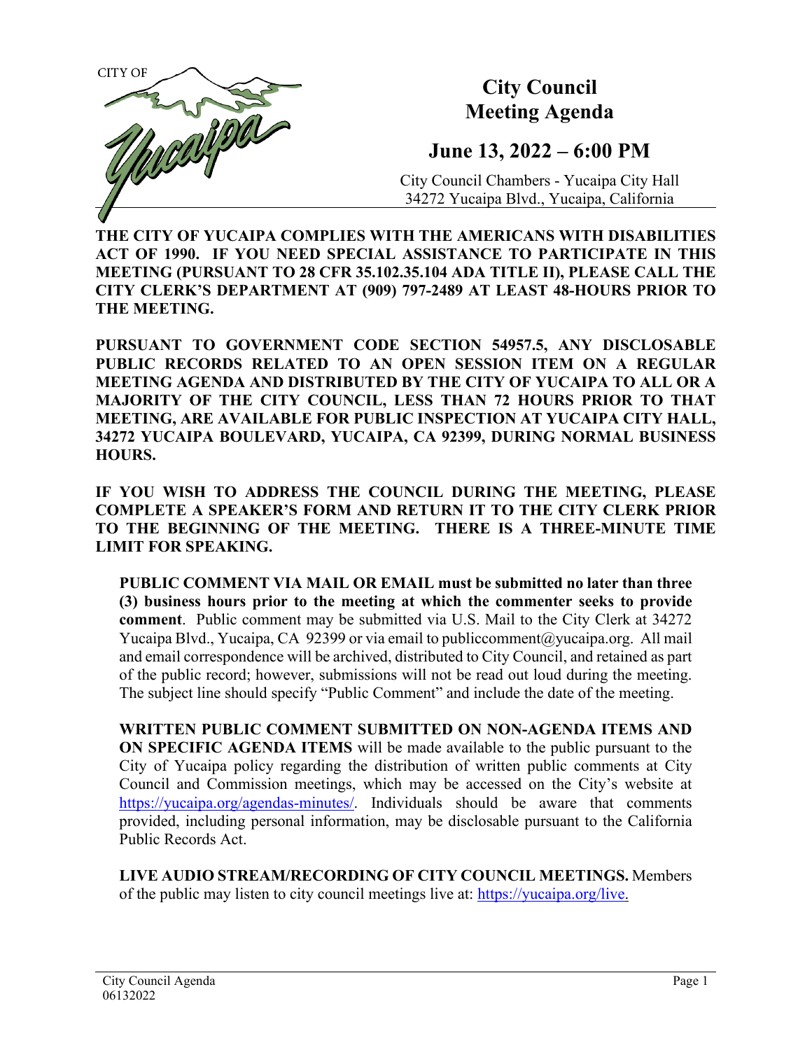CITY OF Yucaipa

# City Council Meeting Agenda

## June 13, 2022 – 6:00 PM

City Council Chambers - Yucaipa City Hall
34272 Yucaipa Blvd., Yucaipa, California

**THE CITY OF YUCAIPA COMPLIES WITH THE AMERICANS WITH DISABILITIES ACT OF 1990. IF YOU NEED SPECIAL ASSISTANCE TO PARTICIPATE IN THIS MEETING (PURSUANT TO 28 CFR 35.102.35.104 ADA TITLE II), PLEASE CALL THE CITY CLERK'S DEPARTMENT AT (909) 797-2489 AT LEAST 48-HOURS PRIOR TO THE MEETING.**

**PURSUANT TO GOVERNMENT CODE SECTION 54957.5, ANY DISCLOSABLE PUBLIC RECORDS RELATED TO AN OPEN SESSION ITEM ON A REGULAR MEETING AGENDA AND DISTRIBUTED BY THE CITY OF YUCAIPA TO ALL OR A MAJORITY OF THE CITY COUNCIL, LESS THAN 72 HOURS PRIOR TO THAT MEETING, ARE AVAILABLE FOR PUBLIC INSPECTION AT YUCAIPA CITY HALL, 34272 YUCAIPA BOULEVARD, YUCAIPA, CA 92399, DURING NORMAL BUSINESS HOURS.**

**IF YOU WISH TO ADDRESS THE COUNCIL DURING THE MEETING, PLEASE COMPLETE A SPEAKER'S FORM AND RETURN IT TO THE CITY CLERK PRIOR TO THE BEGINNING OF THE MEETING. THERE IS A THREE-MINUTE TIME LIMIT FOR SPEAKING.**

**PUBLIC COMMENT VIA MAIL OR EMAIL must be submitted no later than three (3) business hours prior to the meeting at which the commenter seeks to provide comment**. Public comment may be submitted via U.S. Mail to the City Clerk at 34272 Yucaipa Blvd., Yucaipa, CA 92399 or via email to publiccomment@yucaipa.org. All mail and email correspondence will be archived, distributed to City Council, and retained as part of the public record; however, submissions will not be read out loud during the meeting. The subject line should specify "Public Comment" and include the date of the meeting.

**WRITTEN PUBLIC COMMENT SUBMITTED ON NON-AGENDA ITEMS AND ON SPECIFIC AGENDA ITEMS** will be made available to the public pursuant to the City of Yucaipa policy regarding the distribution of written public comments at City Council and Commission meetings, which may be accessed on the City's website at https://yucaipa.org/agendas-minutes/. Individuals should be aware that comments provided, including personal information, may be disclosable pursuant to the California Public Records Act.

**LIVE AUDIO STREAM/RECORDING OF CITY COUNCIL MEETINGS.** Members of the public may listen to city council meetings live at: https://yucaipa.org/live.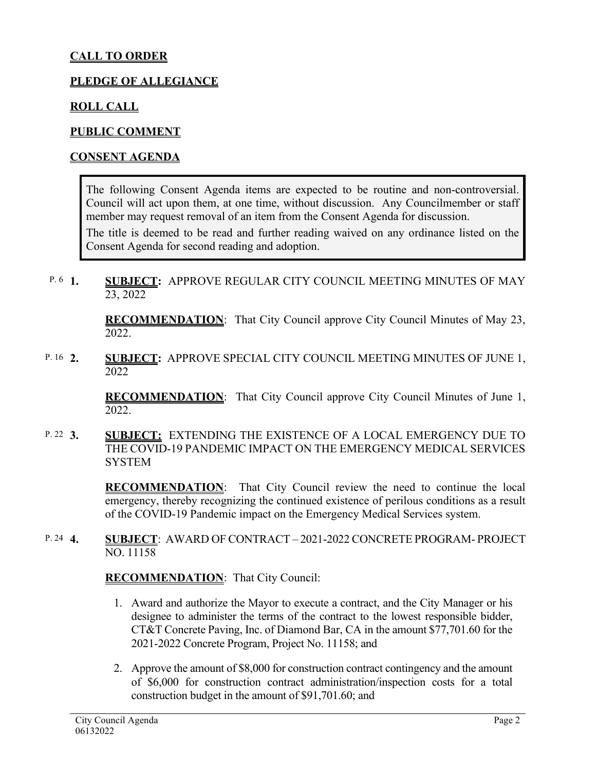**CALL TO ORDER**

**PLEDGE OF ALLEGIANCE**

**ROLL CALL**

**PUBLIC COMMENT**

**CONSENT AGENDA**

> The following Consent Agenda items are expected to be routine and non-controversial. Council will act upon them, at one time, without discussion. Any Councilmember or staff member may request removal of an item from the Consent Agenda for discussion.
>
> The title is deemed to be read and further reading waived on any ordinance listed on the Consent Agenda for second reading and adoption.

P. 6 **1.** **SUBJECT:** APPROVE REGULAR CITY COUNCIL MEETING MINUTES OF MAY 23, 2022

**RECOMMENDATION**: That City Council approve City Council Minutes of May 23, 2022.

P. 16 **2.** **SUBJECT:** APPROVE SPECIAL CITY COUNCIL MEETING MINUTES OF JUNE 1, 2022

**RECOMMENDATION**: That City Council approve City Council Minutes of June 1, 2022.

P. 22 **3.** **SUBJECT:** EXTENDING THE EXISTENCE OF A LOCAL EMERGENCY DUE TO THE COVID-19 PANDEMIC IMPACT ON THE EMERGENCY MEDICAL SERVICES SYSTEM

**RECOMMENDATION**: That City Council review the need to continue the local emergency, thereby recognizing the continued existence of perilous conditions as a result of the COVID-19 Pandemic impact on the Emergency Medical Services system.

P. 24 **4.** **SUBJECT**: AWARD OF CONTRACT – 2021-2022 CONCRETE PROGRAM- PROJECT NO. 11158

**RECOMMENDATION**: That City Council:

1. Award and authorize the Mayor to execute a contract, and the City Manager or his designee to administer the terms of the contract to the lowest responsible bidder, CT&T Concrete Paving, Inc. of Diamond Bar, CA in the amount $77,701.60 for the 2021-2022 Concrete Program, Project No. 11158; and

2. Approve the amount of $8,000 for construction contract contingency and the amount of $6,000 for construction contract administration/inspection costs for a total construction budget in the amount of $91,701.60; and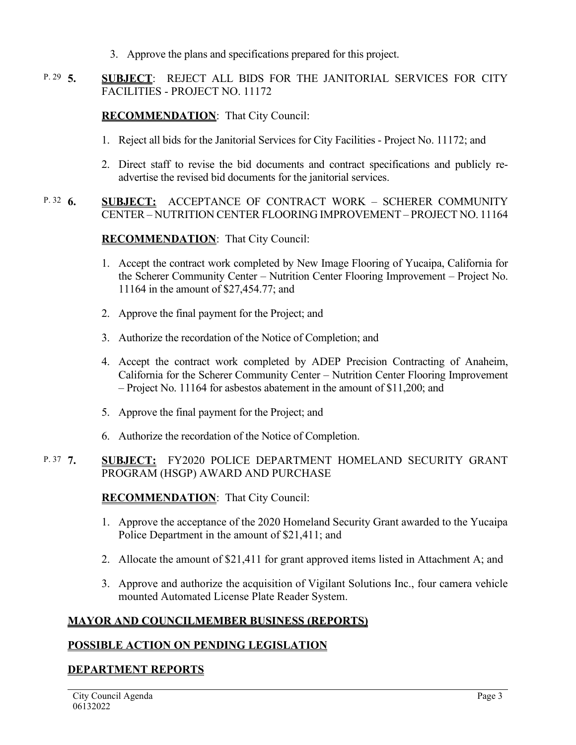3. Approve the plans and specifications prepared for this project.

P. 29 **5.** **SUBJECT**: REJECT ALL BIDS FOR THE JANITORIAL SERVICES FOR CITY FACILITIES - PROJECT NO. 11172

**RECOMMENDATION**: That City Council:

1. Reject all bids for the Janitorial Services for City Facilities - Project No. 11172; and
2. Direct staff to revise the bid documents and contract specifications and publicly re-advertise the revised bid documents for the janitorial services.

P. 32 **6.** **SUBJECT:** ACCEPTANCE OF CONTRACT WORK – SCHERER COMMUNITY CENTER – NUTRITION CENTER FLOORING IMPROVEMENT – PROJECT NO. 11164

**RECOMMENDATION**: That City Council:

1. Accept the contract work completed by New Image Flooring of Yucaipa, California for the Scherer Community Center – Nutrition Center Flooring Improvement – Project No. 11164 in the amount of $27,454.77; and
2. Approve the final payment for the Project; and
3. Authorize the recordation of the Notice of Completion; and
4. Accept the contract work completed by ADEP Precision Contracting of Anaheim, California for the Scherer Community Center – Nutrition Center Flooring Improvement – Project No. 11164 for asbestos abatement in the amount of $11,200; and
5. Approve the final payment for the Project; and
6. Authorize the recordation of the Notice of Completion.

P. 37 **7.** **SUBJECT:** FY2020 POLICE DEPARTMENT HOMELAND SECURITY GRANT PROGRAM (HSGP) AWARD AND PURCHASE

**RECOMMENDATION**: That City Council:

1. Approve the acceptance of the 2020 Homeland Security Grant awarded to the Yucaipa Police Department in the amount of $21,411; and
2. Allocate the amount of $21,411 for grant approved items listed in Attachment A; and
3. Approve and authorize the acquisition of Vigilant Solutions Inc., four camera vehicle mounted Automated License Plate Reader System.

## MAYOR AND COUNCILMEMBER BUSINESS (REPORTS)

## POSSIBLE ACTION ON PENDING LEGISLATION

## DEPARTMENT REPORTS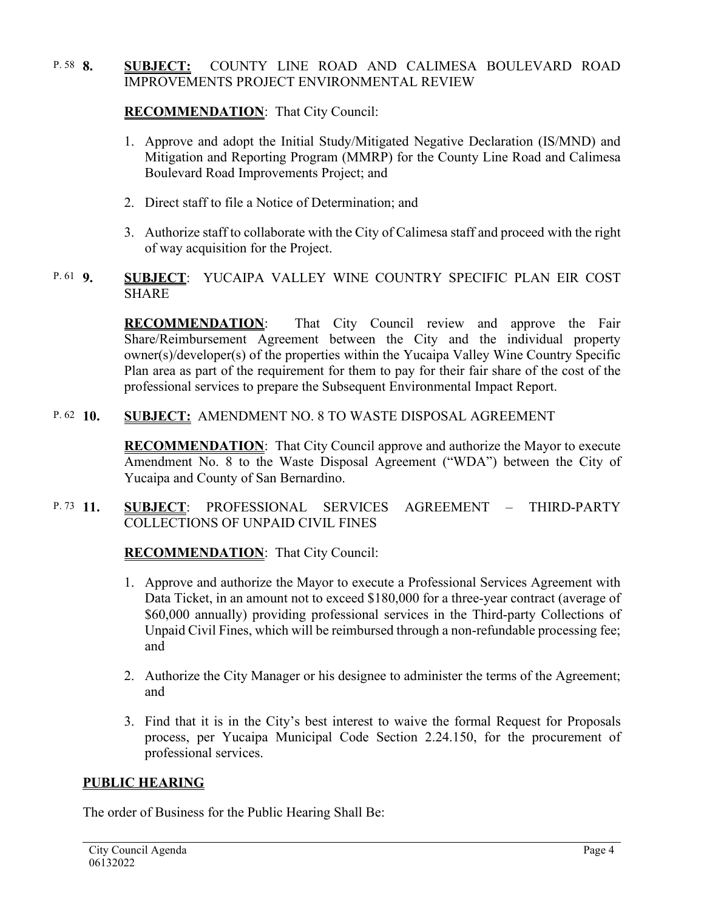P. 58 **8.** **SUBJECT:** COUNTY LINE ROAD AND CALIMESA BOULEVARD ROAD IMPROVEMENTS PROJECT ENVIRONMENTAL REVIEW

**RECOMMENDATION**: That City Council:

1. Approve and adopt the Initial Study/Mitigated Negative Declaration (IS/MND) and Mitigation and Reporting Program (MMRP) for the County Line Road and Calimesa Boulevard Road Improvements Project; and

2. Direct staff to file a Notice of Determination; and

3. Authorize staff to collaborate with the City of Calimesa staff and proceed with the right of way acquisition for the Project.

P. 61 **9.** **SUBJECT**: YUCAIPA VALLEY WINE COUNTRY SPECIFIC PLAN EIR COST SHARE

**RECOMMENDATION**: That City Council review and approve the Fair Share/Reimbursement Agreement between the City and the individual property owner(s)/developer(s) of the properties within the Yucaipa Valley Wine Country Specific Plan area as part of the requirement for them to pay for their fair share of the cost of the professional services to prepare the Subsequent Environmental Impact Report.

P. 62 **10.** **SUBJECT:** AMENDMENT NO. 8 TO WASTE DISPOSAL AGREEMENT

**RECOMMENDATION**: That City Council approve and authorize the Mayor to execute Amendment No. 8 to the Waste Disposal Agreement ("WDA") between the City of Yucaipa and County of San Bernardino.

P. 73 **11.** **SUBJECT**: PROFESSIONAL SERVICES AGREEMENT – THIRD-PARTY COLLECTIONS OF UNPAID CIVIL FINES

**RECOMMENDATION**: That City Council:

1. Approve and authorize the Mayor to execute a Professional Services Agreement with Data Ticket, in an amount not to exceed $180,000 for a three-year contract (average of $60,000 annually) providing professional services in the Third-party Collections of Unpaid Civil Fines, which will be reimbursed through a non-refundable processing fee; and

2. Authorize the City Manager or his designee to administer the terms of the Agreement; and

3. Find that it is in the City's best interest to waive the formal Request for Proposals process, per Yucaipa Municipal Code Section 2.24.150, for the procurement of professional services.

## PUBLIC HEARING

The order of Business for the Public Hearing Shall Be: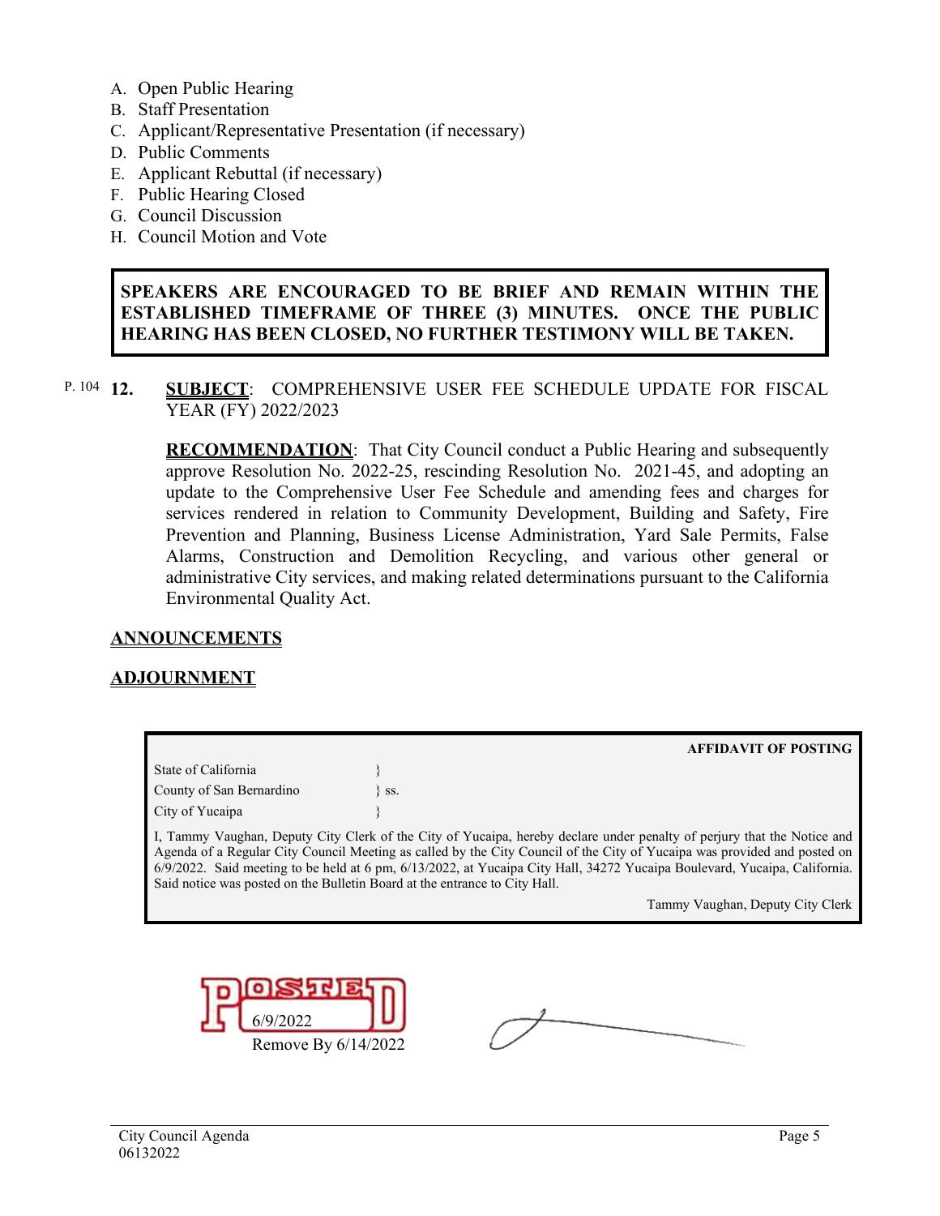A. Open Public Hearing
B. Staff Presentation
C. Applicant/Representative Presentation (if necessary)
D. Public Comments
E. Applicant Rebuttal (if necessary)
F. Public Hearing Closed
G. Council Discussion
H. Council Motion and Vote

**SPEAKERS ARE ENCOURAGED TO BE BRIEF AND REMAIN WITHIN THE ESTABLISHED TIMEFRAME OF THREE (3) MINUTES. ONCE THE PUBLIC HEARING HAS BEEN CLOSED, NO FURTHER TESTIMONY WILL BE TAKEN.**

P. 104 **12.** **SUBJECT**: COMPREHENSIVE USER FEE SCHEDULE UPDATE FOR FISCAL YEAR (FY) 2022/2023

**RECOMMENDATION**: That City Council conduct a Public Hearing and subsequently approve Resolution No. 2022-25, rescinding Resolution No. 2021-45, and adopting an update to the Comprehensive User Fee Schedule and amending fees and charges for services rendered in relation to Community Development, Building and Safety, Fire Prevention and Planning, Business License Administration, Yard Sale Permits, False Alarms, Construction and Demolition Recycling, and various other general or administrative City services, and making related determinations pursuant to the California Environmental Quality Act.

## ANNOUNCEMENTS

## ADJOURNMENT

**AFFIDAVIT OF POSTING**

State of California }
County of San Bernardino } ss.
City of Yucaipa }

I, Tammy Vaughan, Deputy City Clerk of the City of Yucaipa, hereby declare under penalty of perjury that the Notice and Agenda of a Regular City Council Meeting as called by the City Council of the City of Yucaipa was provided and posted on 6/9/2022. Said meeting to be held at 6 pm, 6/13/2022, at Yucaipa City Hall, 34272 Yucaipa Boulevard, Yucaipa, California. Said notice was posted on the Bulletin Board at the entrance to City Hall.

Tammy Vaughan, Deputy City Clerk

POSTED 6/9/2022
Remove By 6/14/2022